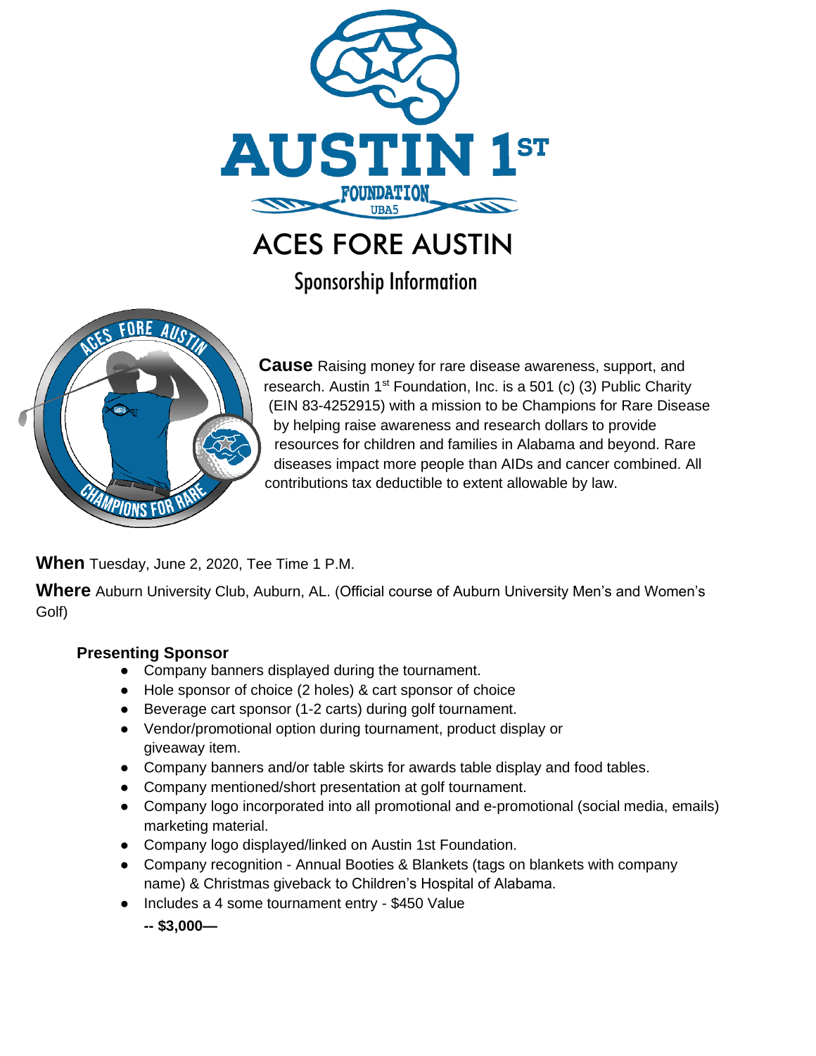# AUSTIN 1ST FOUNDATION

UBA5

# ACES FORE AUSTIN

## Sponsorship Information

**Cause** Raising money for rare disease awareness, support, and research. Austin 1st Foundation, Inc. is a 501 (c) (3) Public Charity (EIN 83-4252915) with a mission to be Champions for Rare Disease by helping raise awareness and research dollars to provide resources for children and families in Alabama and beyond. Rare diseases impact more people than AIDs and cancer combined. All contributions tax deductible to extent allowable by law.

**When** Tuesday, June 2, 2020, Tee Time 1 P.M.

**Where** Auburn University Club, Auburn, AL. (Official course of Auburn University Men's and Women's Golf)

### Presenting Sponsor

- Company banners displayed during the tournament.
- Hole sponsor of choice (2 holes) & cart sponsor of choice
- Beverage cart sponsor (1-2 carts) during golf tournament.
- Vendor/promotional option during tournament, product display or giveaway item.
- Company banners and/or table skirts for awards table display and food tables.
- Company mentioned/short presentation at golf tournament.
- Company logo incorporated into all promotional and e-promotional (social media, emails) marketing material.
- Company logo displayed/linked on Austin 1st Foundation.
- Company recognition - Annual Booties & Blankets (tags on blankets with company name) & Christmas giveback to Children's Hospital of Alabama.
- Includes a 4 some tournament entry - $450 Value

**-- $3,000—**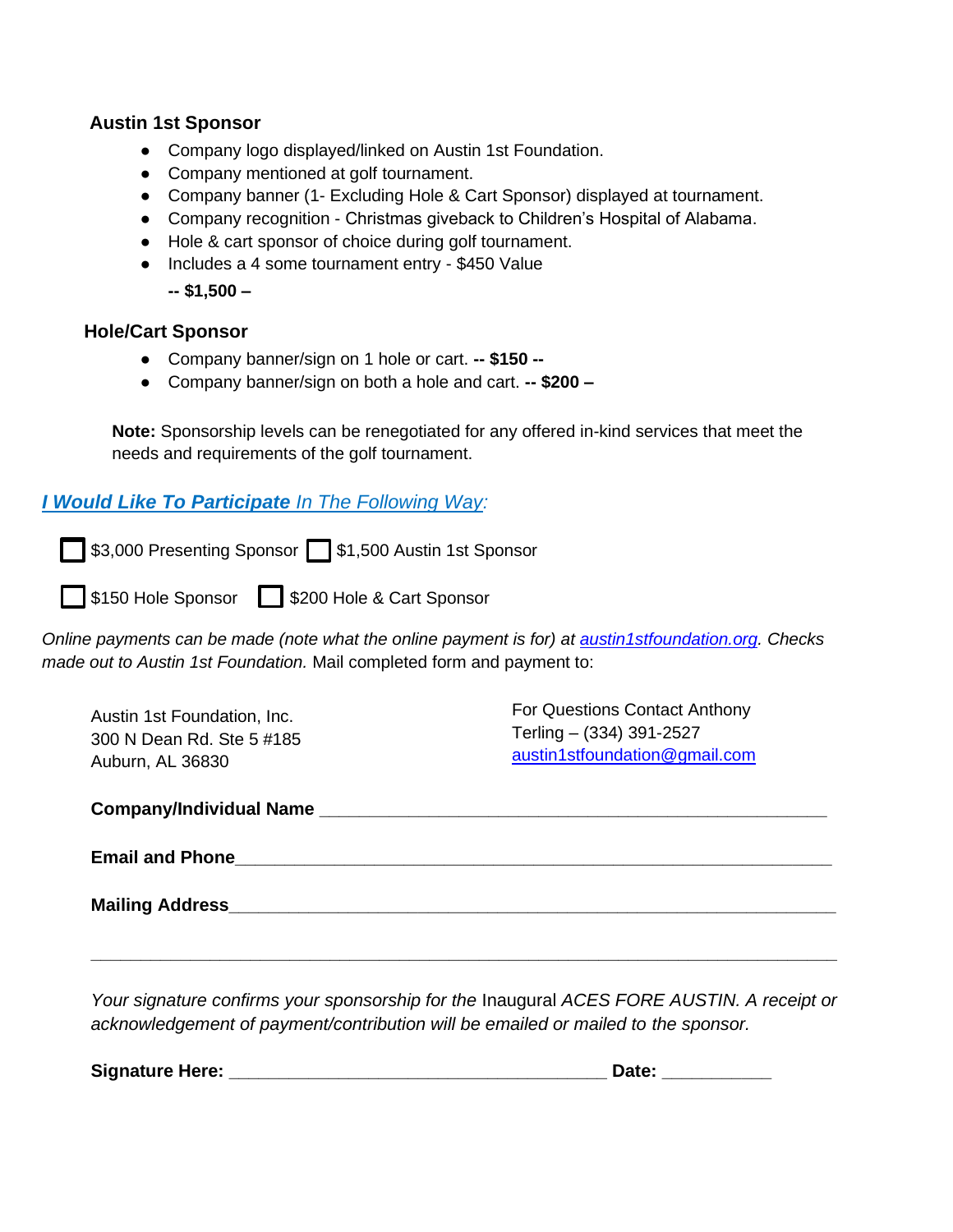### Austin 1st Sponsor

- Company logo displayed/linked on Austin 1st Foundation.
- Company mentioned at golf tournament.
- Company banner (1- Excluding Hole & Cart Sponsor) displayed at tournament.
- Company recognition - Christmas giveback to Children's Hospital of Alabama.
- Hole & cart sponsor of choice during golf tournament.
- Includes a 4 some tournament entry - $450 Value

  **-- $1,500 –**

### Hole/Cart Sponsor

- Company banner/sign on 1 hole or cart. **-- $150 --**
- Company banner/sign on both a hole and cart. **-- $200 –**

**Note:** Sponsorship levels can be renegotiated for any offered in-kind services that meet the needs and requirements of the golf tournament.

***I Would Like To Participate*** *In The Following Way:*

☐ $3,000 Presenting Sponsor ☐ $1,500 Austin 1st Sponsor

☐ $150 Hole Sponsor ☐ $200 Hole & Cart Sponsor

*Online payments can be made (note what the online payment is for) at austin1stfoundation.org. Checks made out to Austin 1st Foundation.* Mail completed form and payment to:

Austin 1st Foundation, Inc.
300 N Dean Rd. Ste 5 #185
Auburn, AL 36830

For Questions Contact Anthony Terling – (334) 391-2527
austin1stfoundation@gmail.com

**Company/Individual Name** ____________________________________________________

**Email and Phone**____________________________________________________________

**Mailing Address**____________________________________________________________

______________________________________________________________________________

*Your signature confirms your sponsorship for the* Inaugural *ACES FORE AUSTIN. A receipt or acknowledgement of payment/contribution will be emailed or mailed to the sponsor.*

**Signature Here:** ______________________________________ **Date:** ___________